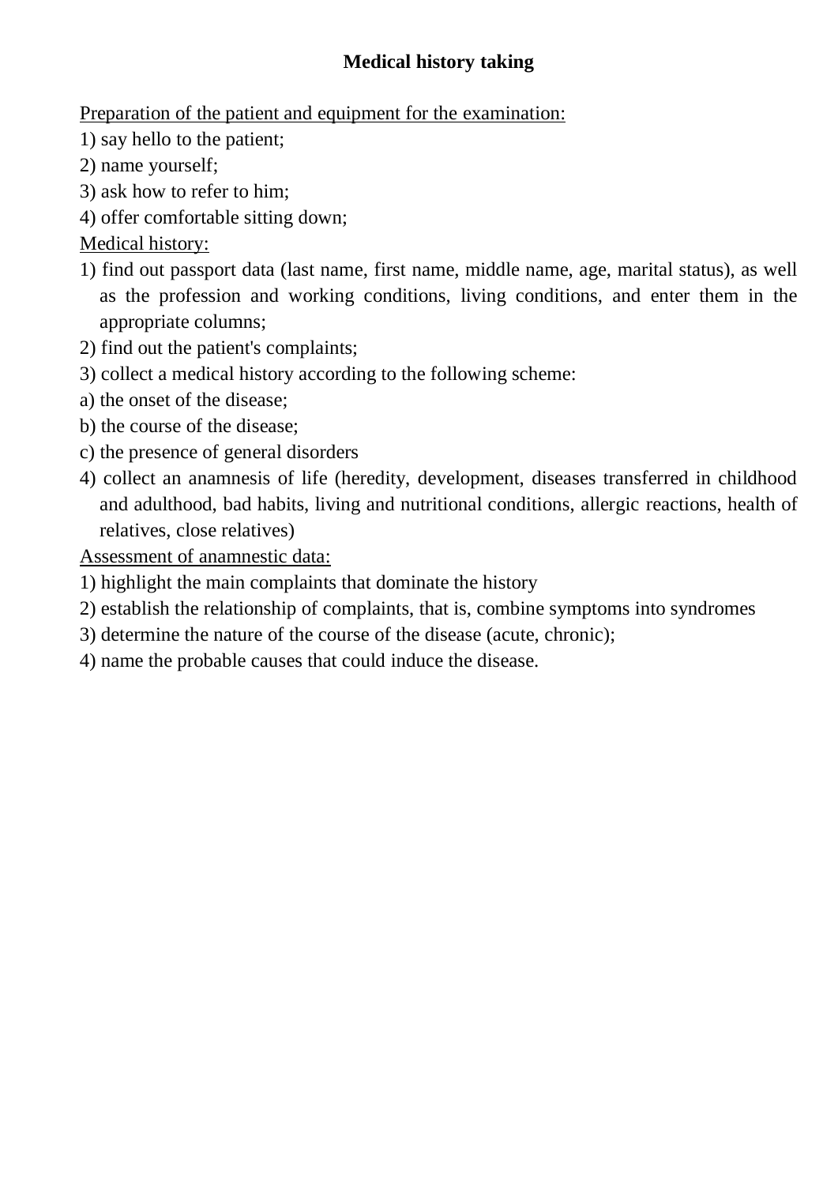# Medical history taking

Preparation of the patient and equipment for the examination:

1) say hello to the patient;
2) name yourself;
3) ask how to refer to him;
4) offer comfortable sitting down;

Medical history:

1) find out passport data (last name, first name, middle name, age, marital status), as well as the profession and working conditions, living conditions, and enter them in the appropriate columns;
2) find out the patient's complaints;
3) collect a medical history according to the following scheme:

a) the onset of the disease;
b) the course of the disease;
c) the presence of general disorders

4) collect an anamnesis of life (heredity, development, diseases transferred in childhood and adulthood, bad habits, living and nutritional conditions, allergic reactions, health of relatives, close relatives)

Assessment of anamnestic data:

1) highlight the main complaints that dominate the history
2) establish the relationship of complaints, that is, combine symptoms into syndromes
3) determine the nature of the course of the disease (acute, chronic);
4) name the probable causes that could induce the disease.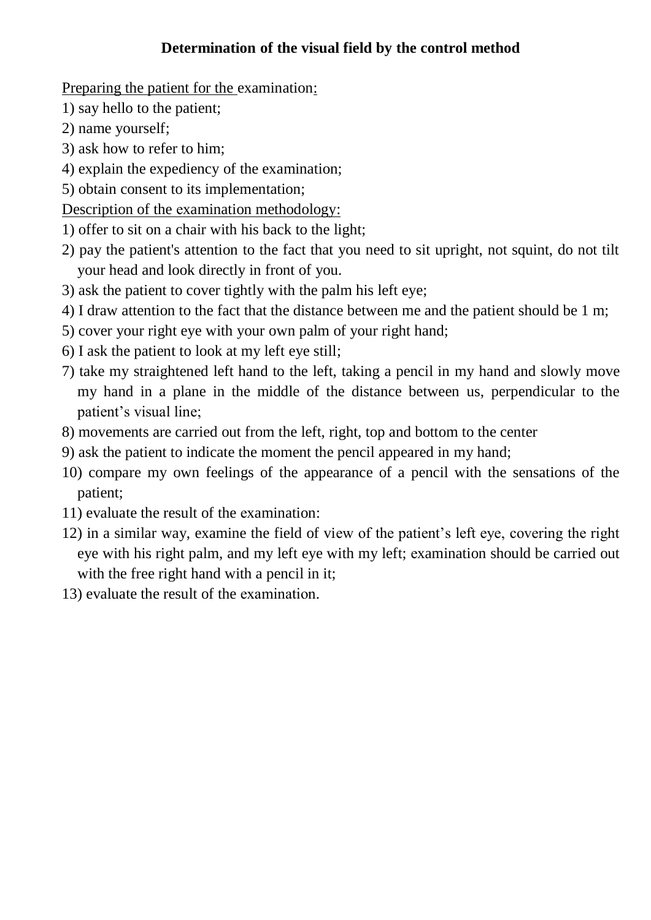**Determination of the visual field by the control method**

Preparing the patient for the examination:

1) say hello to the patient;
2) name yourself;
3) ask how to refer to him;
4) explain the expediency of the examination;
5) obtain consent to its implementation;

Description of the examination methodology:

1) offer to sit on a chair with his back to the light;
2) pay the patient's attention to the fact that you need to sit upright, not squint, do not tilt your head and look directly in front of you.
3) ask the patient to cover tightly with the palm his left eye;
4) I draw attention to the fact that the distance between me and the patient should be 1 m;
5) cover your right eye with your own palm of your right hand;
6) I ask the patient to look at my left eye still;
7) take my straightened left hand to the left, taking a pencil in my hand and slowly move my hand in a plane in the middle of the distance between us, perpendicular to the patient's visual line;
8) movements are carried out from the left, right, top and bottom to the center
9) ask the patient to indicate the moment the pencil appeared in my hand;
10) compare my own feelings of the appearance of a pencil with the sensations of the patient;
11) evaluate the result of the examination:
12) in a similar way, examine the field of view of the patient's left eye, covering the right eye with his right palm, and my left eye with my left; examination should be carried out with the free right hand with a pencil in it;
13) evaluate the result of the examination.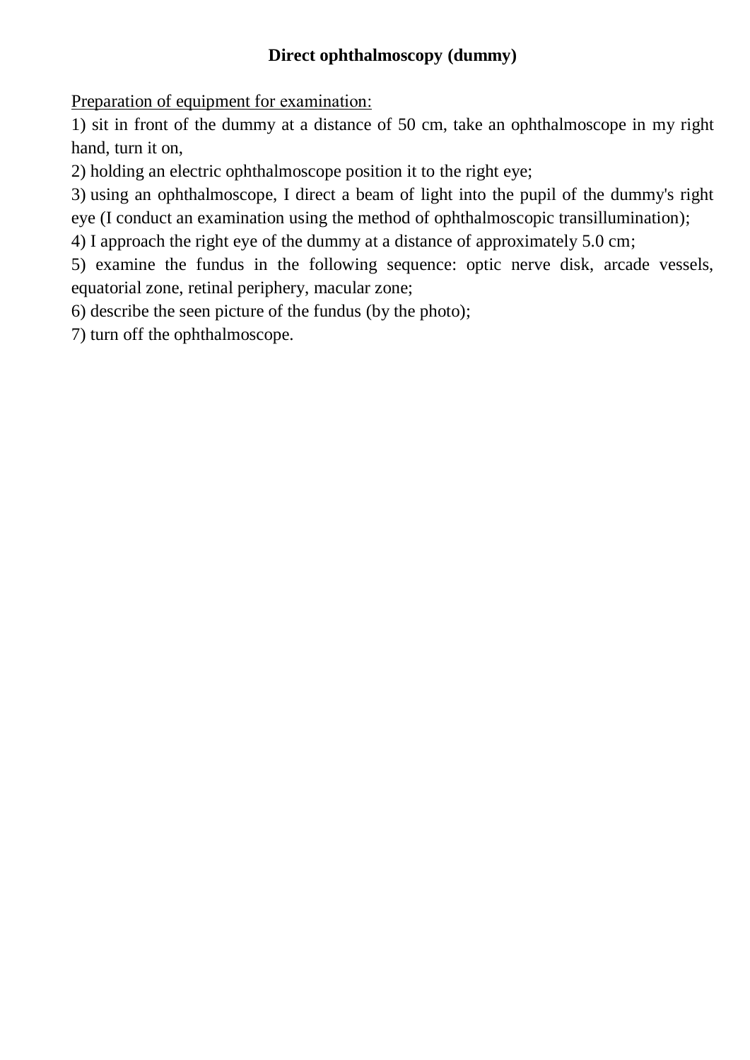**Direct ophthalmoscopy (dummy)**

Preparation of equipment for examination:

1) sit in front of the dummy at a distance of 50 cm, take an ophthalmoscope in my right hand, turn it on,

2) holding an electric ophthalmoscope position it to the right eye;

3) using an ophthalmoscope, I direct a beam of light into the pupil of the dummy's right eye (I conduct an examination using the method of ophthalmoscopic transillumination);

4) I approach the right eye of the dummy at a distance of approximately 5.0 cm;

5) examine the fundus in the following sequence: optic nerve disk, arcade vessels, equatorial zone, retinal periphery, macular zone;

6) describe the seen picture of the fundus (by the photo);

7) turn off the ophthalmoscope.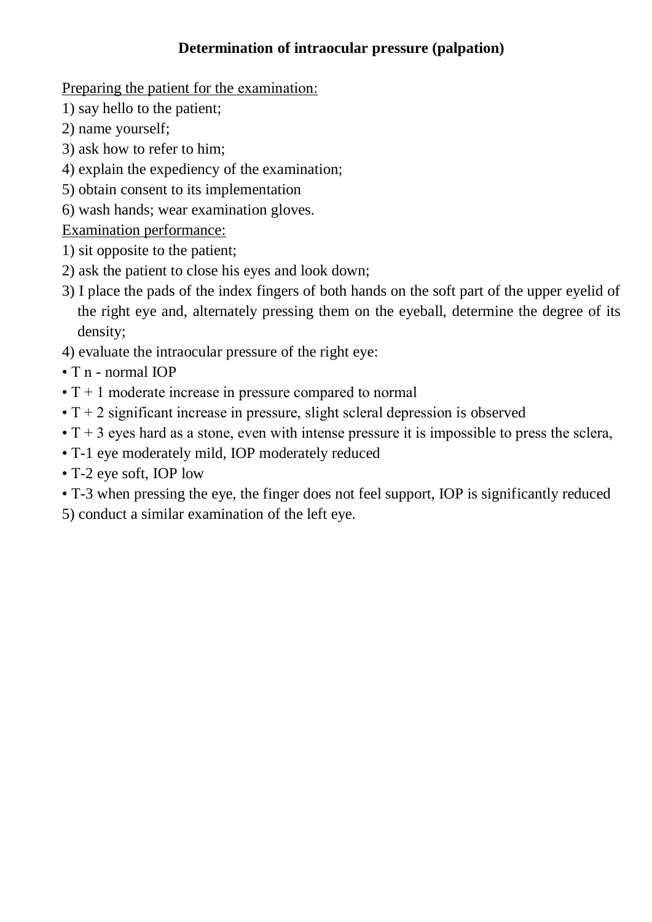**Determination of intraocular pressure (palpation)**

Preparing the patient for the examination:

1) say hello to the patient;
2) name yourself;
3) ask how to refer to him;
4) explain the expediency of the examination;
5) obtain consent to its implementation
6) wash hands; wear examination gloves.

Examination performance:

1) sit opposite to the patient;
2) ask the patient to close his eyes and look down;
3) I place the pads of the index fingers of both hands on the soft part of the upper eyelid of the right eye and, alternately pressing them on the eyeball, determine the degree of its density;
4) evaluate the intraocular pressure of the right eye:

- T n - normal IOP
- T + 1 moderate increase in pressure compared to normal
- T + 2 significant increase in pressure, slight scleral depression is observed
- T + 3 eyes hard as a stone, even with intense pressure it is impossible to press the sclera,
- T-1 eye moderately mild, IOP moderately reduced
- T-2 eye soft, IOP low
- T-3 when pressing the eye, the finger does not feel support, IOP is significantly reduced

5) conduct a similar examination of the left eye.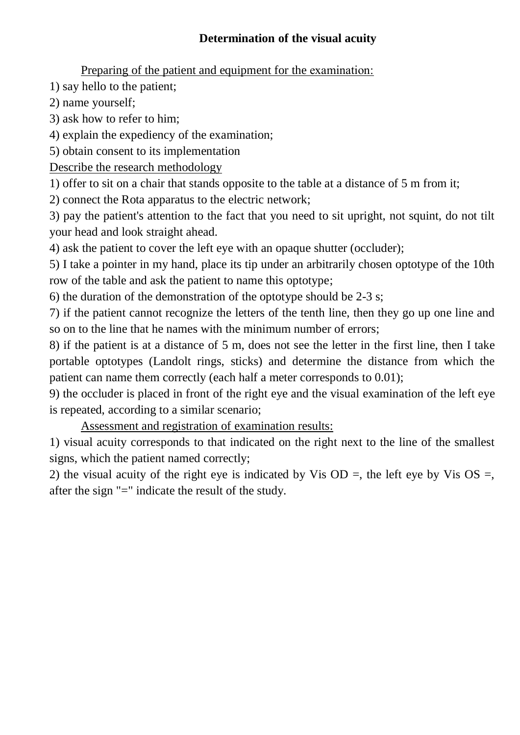**Determination of the visual acuity**

Preparing of the patient and equipment for the examination:

1) say hello to the patient;
2) name yourself;
3) ask how to refer to him;
4) explain the expediency of the examination;
5) obtain consent to its implementation

Describe the research methodology

1) offer to sit on a chair that stands opposite to the table at a distance of 5 m from it;
2) connect the Rota apparatus to the electric network;
3) pay the patient's attention to the fact that you need to sit upright, not squint, do not tilt your head and look straight ahead.
4) ask the patient to cover the left eye with an opaque shutter (occluder);
5) I take a pointer in my hand, place its tip under an arbitrarily chosen optotype of the 10th row of the table and ask the patient to name this optotype;
6) the duration of the demonstration of the optotype should be 2-3 s;
7) if the patient cannot recognize the letters of the tenth line, then they go up one line and so on to the line that he names with the minimum number of errors;
8) if the patient is at a distance of 5 m, does not see the letter in the first line, then I take portable optotypes (Landolt rings, sticks) and determine the distance from which the patient can name them correctly (each half a meter corresponds to 0.01);
9) the occluder is placed in front of the right eye and the visual examination of the left eye is repeated, according to a similar scenario;

Assessment and registration of examination results:

1) visual acuity corresponds to that indicated on the right next to the line of the smallest signs, which the patient named correctly;
2) the visual acuity of the right eye is indicated by Vis OD =, the left eye by Vis OS =, after the sign "=" indicate the result of the study.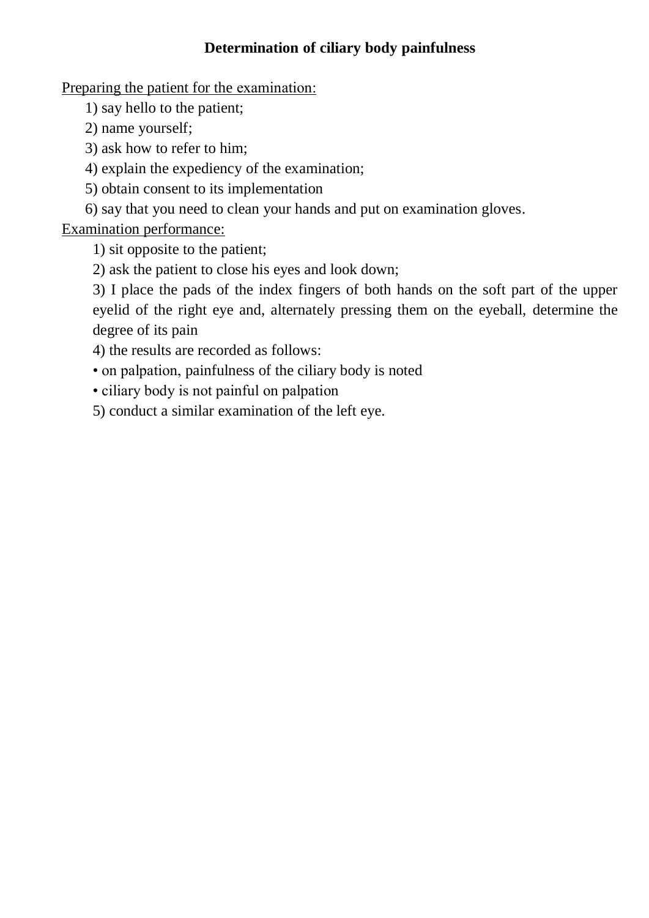**Determination of ciliary body painfulness**

Preparing the patient for the examination:

1) say hello to the patient;
2) name yourself;
3) ask how to refer to him;
4) explain the expediency of the examination;
5) obtain consent to its implementation
6) say that you need to clean your hands and put on examination gloves.

Examination performance:

1) sit opposite to the patient;
2) ask the patient to close his eyes and look down;
3) I place the pads of the index fingers of both hands on the soft part of the upper eyelid of the right eye and, alternately pressing them on the eyeball, determine the degree of its pain
4) the results are recorded as follows:
• on palpation, painfulness of the ciliary body is noted
• ciliary body is not painful on palpation
5) conduct a similar examination of the left eye.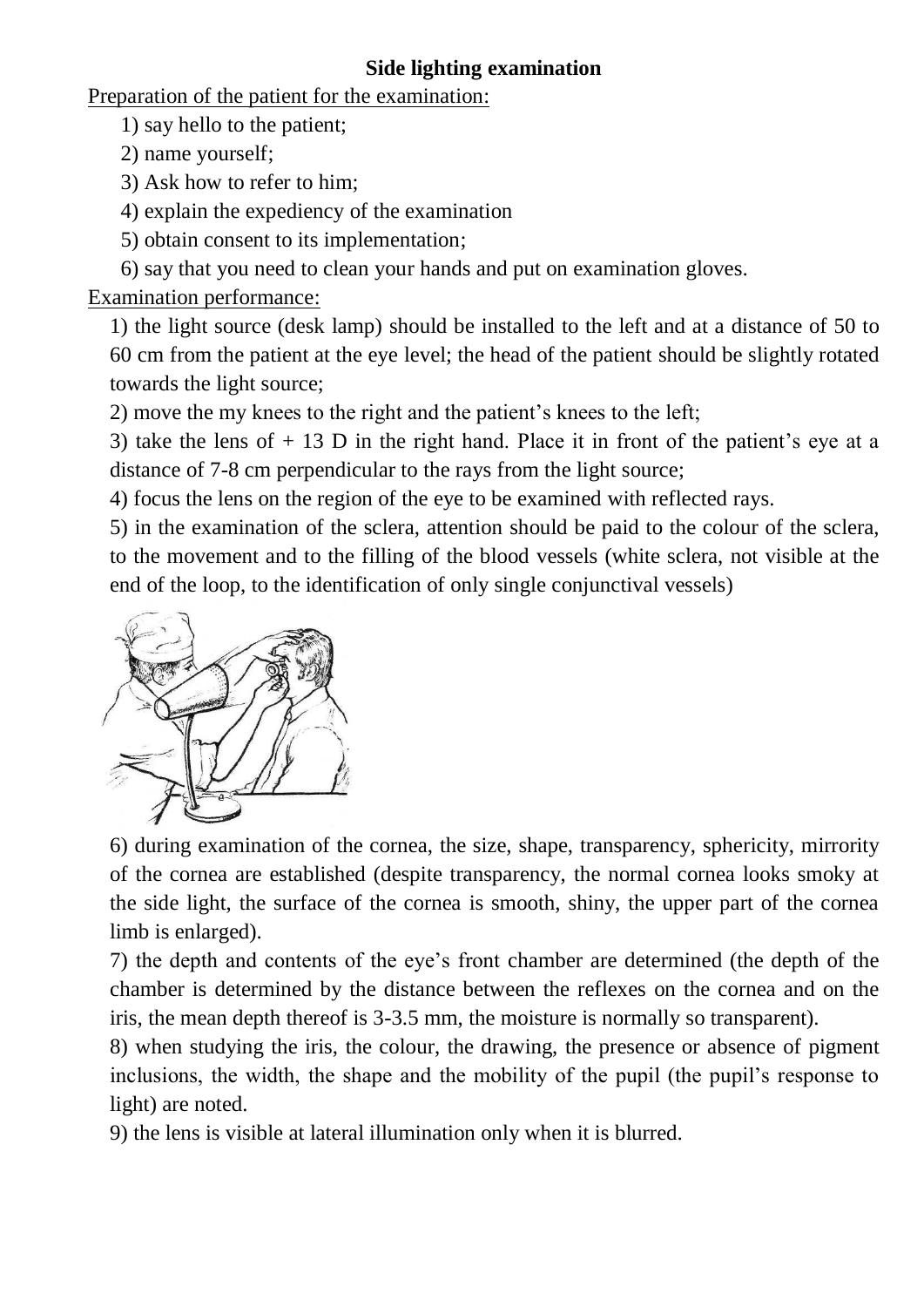**Side lighting examination**

Preparation of the patient for the examination:

1) say hello to the patient;
2) name yourself;
3) Ask how to refer to him;
4) explain the expediency of the examination
5) obtain consent to its implementation;
6) say that you need to clean your hands and put on examination gloves.

Examination performance:

1) the light source (desk lamp) should be installed to the left and at a distance of 50 to 60 cm from the patient at the eye level; the head of the patient should be slightly rotated towards the light source;
2) move the my knees to the right and the patient's knees to the left;
3) take the lens of + 13 D in the right hand. Place it in front of the patient's eye at a distance of 7-8 cm perpendicular to the rays from the light source;
4) focus the lens on the region of the eye to be examined with reflected rays.
5) in the examination of the sclera, attention should be paid to the colour of the sclera, to the movement and to the filling of the blood vessels (white sclera, not visible at the end of the loop, to the identification of only single conjunctival vessels)
6) during examination of the cornea, the size, shape, transparency, sphericity, mirrority of the cornea are established (despite transparency, the normal cornea looks smoky at the side light, the surface of the cornea is smooth, shiny, the upper part of the cornea limb is enlarged).
7) the depth and contents of the eye's front chamber are determined (the depth of the chamber is determined by the distance between the reflexes on the cornea and on the iris, the mean depth thereof is 3-3.5 mm, the moisture is normally so transparent).
8) when studying the iris, the colour, the drawing, the presence or absence of pigment inclusions, the width, the shape and the mobility of the pupil (the pupil's response to light) are noted.
9) the lens is visible at lateral illumination only when it is blurred.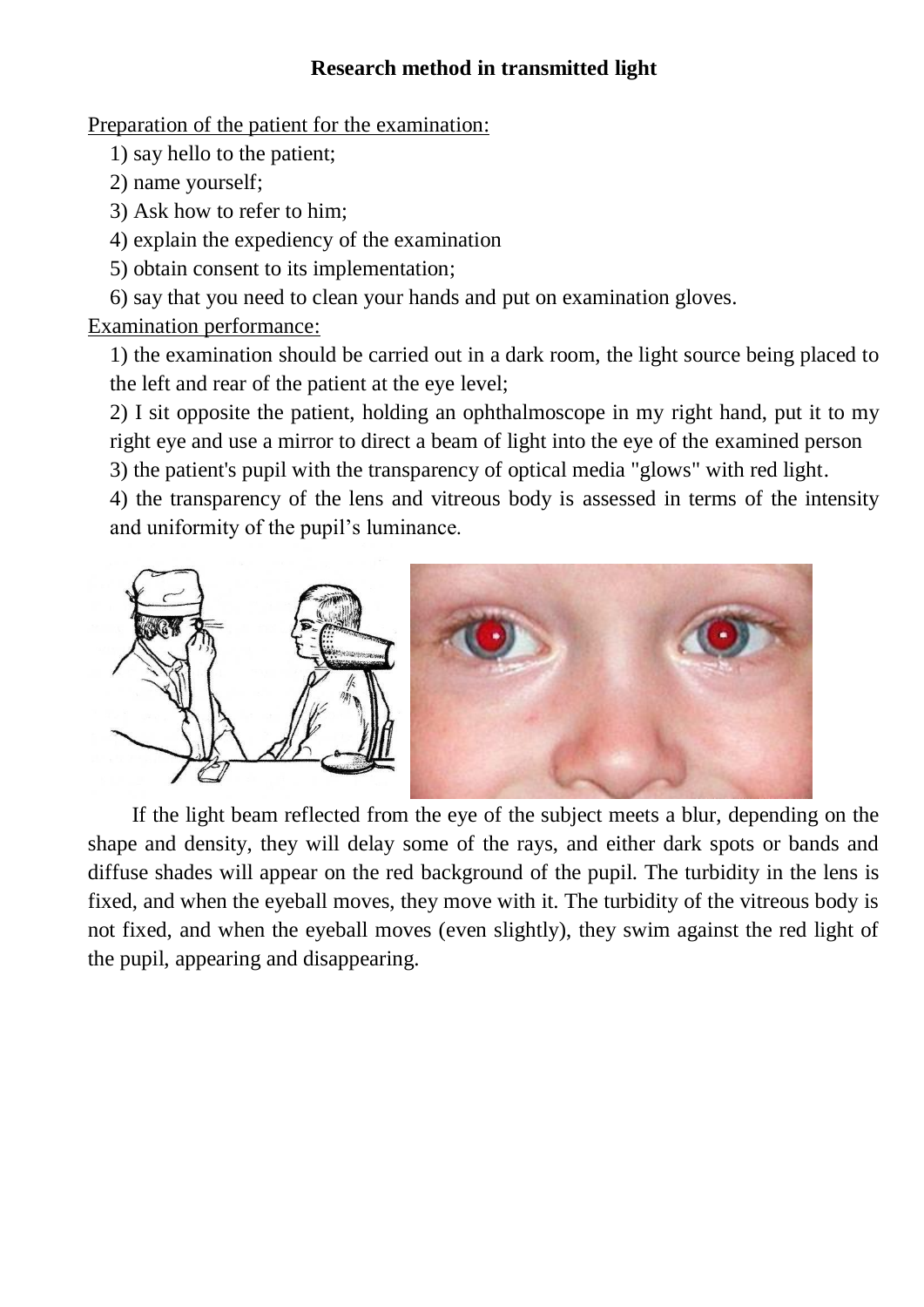## Research method in transmitted light

Preparation of the patient for the examination:

1) say hello to the patient;
2) name yourself;
3) Ask how to refer to him;
4) explain the expediency of the examination
5) obtain consent to its implementation;
6) say that you need to clean your hands and put on examination gloves.

Examination performance:

1) the examination should be carried out in a dark room, the light source being placed to the left and rear of the patient at the eye level;
2) I sit opposite the patient, holding an ophthalmoscope in my right hand, put it to my right eye and use a mirror to direct a beam of light into the eye of the examined person
3) the patient's pupil with the transparency of optical media "glows" with red light.
4) the transparency of the lens and vitreous body is assessed in terms of the intensity and uniformity of the pupil's luminance.

If the light beam reflected from the eye of the subject meets a blur, depending on the shape and density, they will delay some of the rays, and either dark spots or bands and diffuse shades will appear on the red background of the pupil. The turbidity in the lens is fixed, and when the eyeball moves, they move with it. The turbidity of the vitreous body is not fixed, and when the eyeball moves (even slightly), they swim against the red light of the pupil, appearing and disappearing.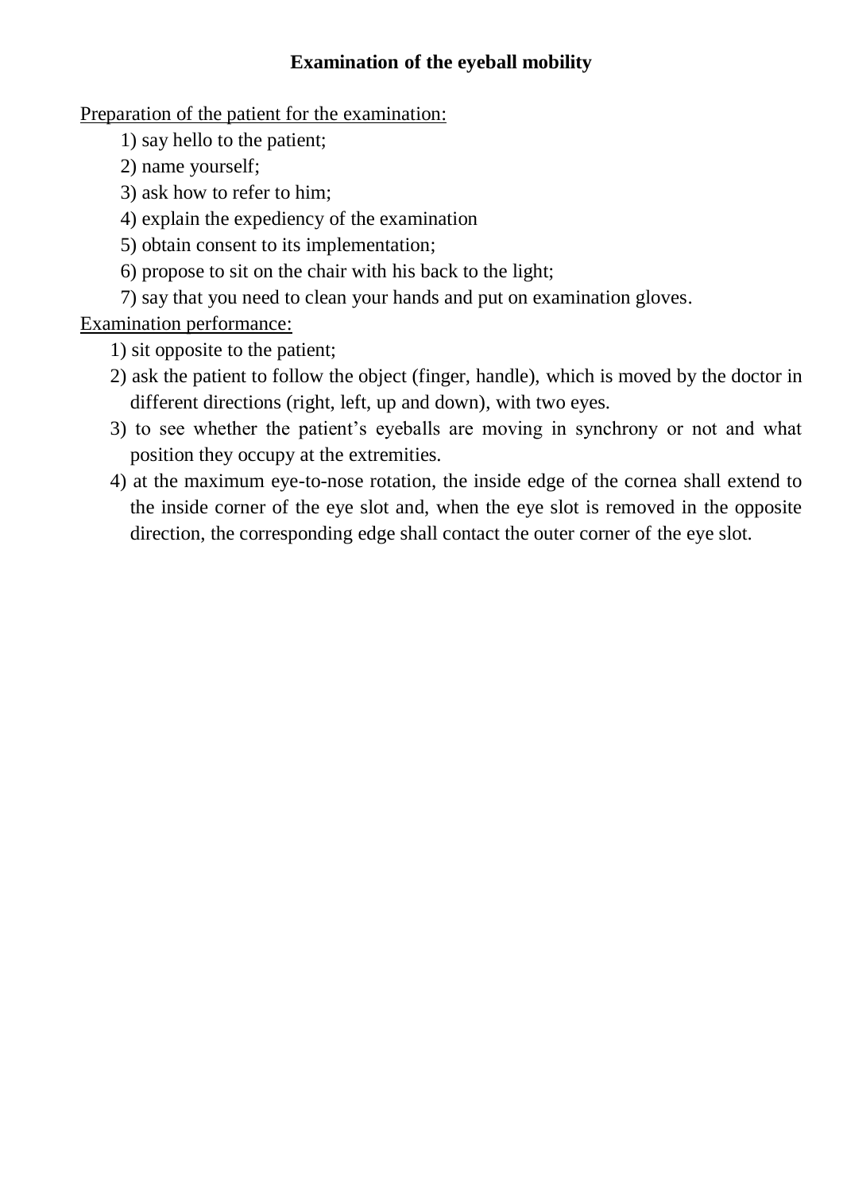## Examination of the eyeball mobility

Preparation of the patient for the examination:

1) say hello to the patient;
2) name yourself;
3) ask how to refer to him;
4) explain the expediency of the examination
5) obtain consent to its implementation;
6) propose to sit on the chair with his back to the light;
7) say that you need to clean your hands and put on examination gloves.

Examination performance:

1) sit opposite to the patient;
2) ask the patient to follow the object (finger, handle), which is moved by the doctor in different directions (right, left, up and down), with two eyes.
3) to see whether the patient's eyeballs are moving in synchrony or not and what position they occupy at the extremities.
4) at the maximum eye-to-nose rotation, the inside edge of the cornea shall extend to the inside corner of the eye slot and, when the eye slot is removed in the opposite direction, the corresponding edge shall contact the outer corner of the eye slot.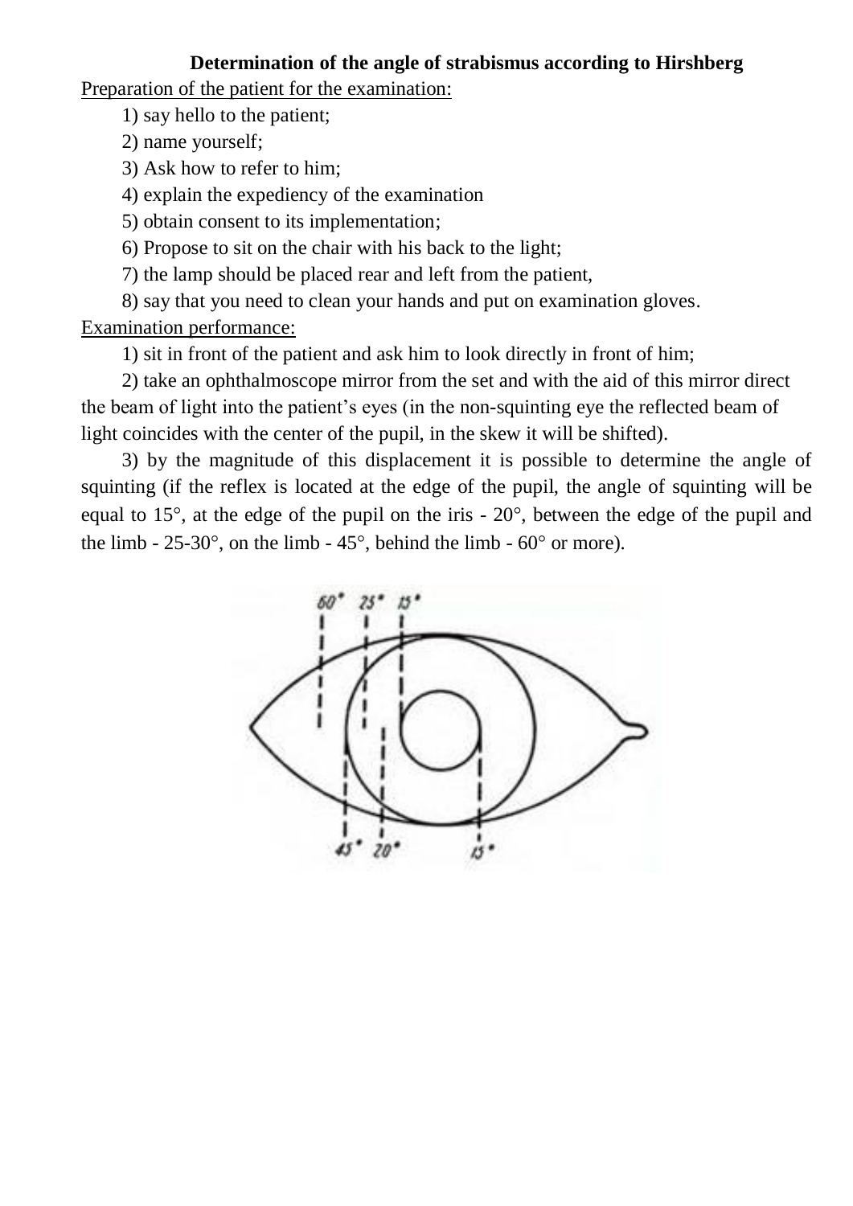## Determination of the angle of strabismus according to Hirshberg

Preparation of the patient for the examination:

1) say hello to the patient;
2) name yourself;
3) Ask how to refer to him;
4) explain the expediency of the examination
5) obtain consent to its implementation;
6) Propose to sit on the chair with his back to the light;
7) the lamp should be placed rear and left from the patient,
8) say that you need to clean your hands and put on examination gloves.

Examination performance:

1) sit in front of the patient and ask him to look directly in front of him;
2) take an ophthalmoscope mirror from the set and with the aid of this mirror direct the beam of light into the patient's eyes (in the non-squinting eye the reflected beam of light coincides with the center of the pupil, in the skew it will be shifted).
3) by the magnitude of this displacement it is possible to determine the angle of squinting (if the reflex is located at the edge of the pupil, the angle of squinting will be equal to 15°, at the edge of the pupil on the iris - 20°, between the edge of the pupil and the limb - 25-30°, on the limb - 45°, behind the limb - 60° or more).

60° 25° 15°

45° 20° 15°